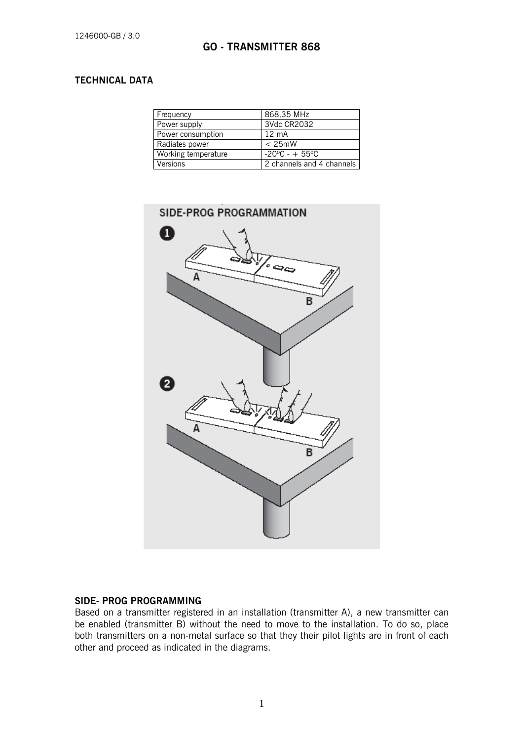1246000-GB / 3.0

# GO - TRANSMITTER 868

## TECHNICAL DATA

| Frequency | 868,35 MHz |
|---|---|
| Power supply | 3Vdc CR2032 |
| Power consumption | 12 mA |
| Radiates power | < 25mW |
| Working temperature | -20ºC - + 55ºC |
| Versions | 2 channels and 4 channels |

SIDE-PROG PROGRAMMATION

## SIDE- PROG PROGRAMMING

Based on a transmitter registered in an installation (transmitter A), a new transmitter can be enabled (transmitter B) without the need to move to the installation. To do so, place both transmitters on a non-metal surface so that they their pilot lights are in front of each other and proceed as indicated in the diagrams.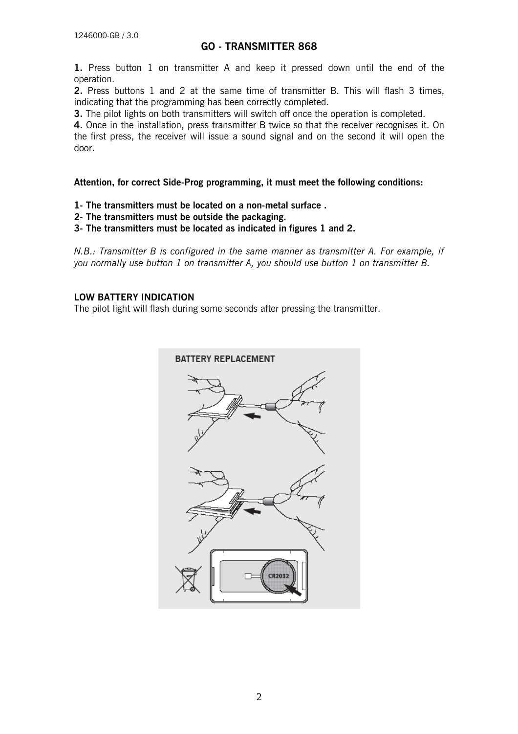## GO - TRANSMITTER 868

**1.** Press button 1 on transmitter A and keep it pressed down until the end of the operation.
**2.** Press buttons 1 and 2 at the same time of transmitter B. This will flash 3 times, indicating that the programming has been correctly completed.
**3.** The pilot lights on both transmitters will switch off once the operation is completed.
**4.** Once in the installation, press transmitter B twice so that the receiver recognises it. On the first press, the receiver will issue a sound signal and on the second it will open the door.

**Attention, for correct Side-Prog programming, it must meet the following conditions:**

**1- The transmitters must be located on a non-metal surface .**
**2- The transmitters must be outside the packaging.**
**3- The transmitters must be located as indicated in figures 1 and 2.**

*N.B.: Transmitter B is configured in the same manner as transmitter A. For example, if you normally use button 1 on transmitter A, you should use button 1 on transmitter B.*

### LOW BATTERY INDICATION

The pilot light will flash during some seconds after pressing the transmitter.

BATTERY REPLACEMENT

CR2032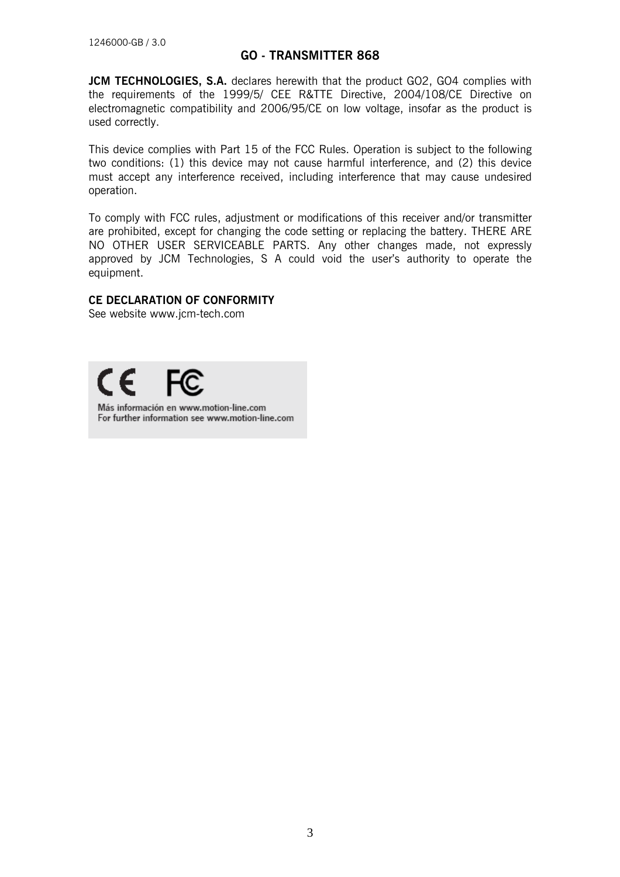1246000-GB / 3.0

# GO - TRANSMITTER 868

**JCM TECHNOLOGIES, S.A.** declares herewith that the product GO2, GO4 complies with the requirements of the 1999/5/ CEE R&TTE Directive, 2004/108/CE Directive on electromagnetic compatibility and 2006/95/CE on low voltage, insofar as the product is used correctly.

This device complies with Part 15 of the FCC Rules. Operation is subject to the following two conditions: (1) this device may not cause harmful interference, and (2) this device must accept any interference received, including interference that may cause undesired operation.

To comply with FCC rules, adjustment or modifications of this receiver and/or transmitter are prohibited, except for changing the code setting or replacing the battery. THERE ARE NO OTHER USER SERVICEABLE PARTS. Any other changes made, not expressly approved by JCM Technologies, S A could void the user's authority to operate the equipment.

**CE DECLARATION OF CONFORMITY**
See website www.jcm-tech.com

CE FC

Más información en www.motion-line.com
For further information see www.motion-line.com